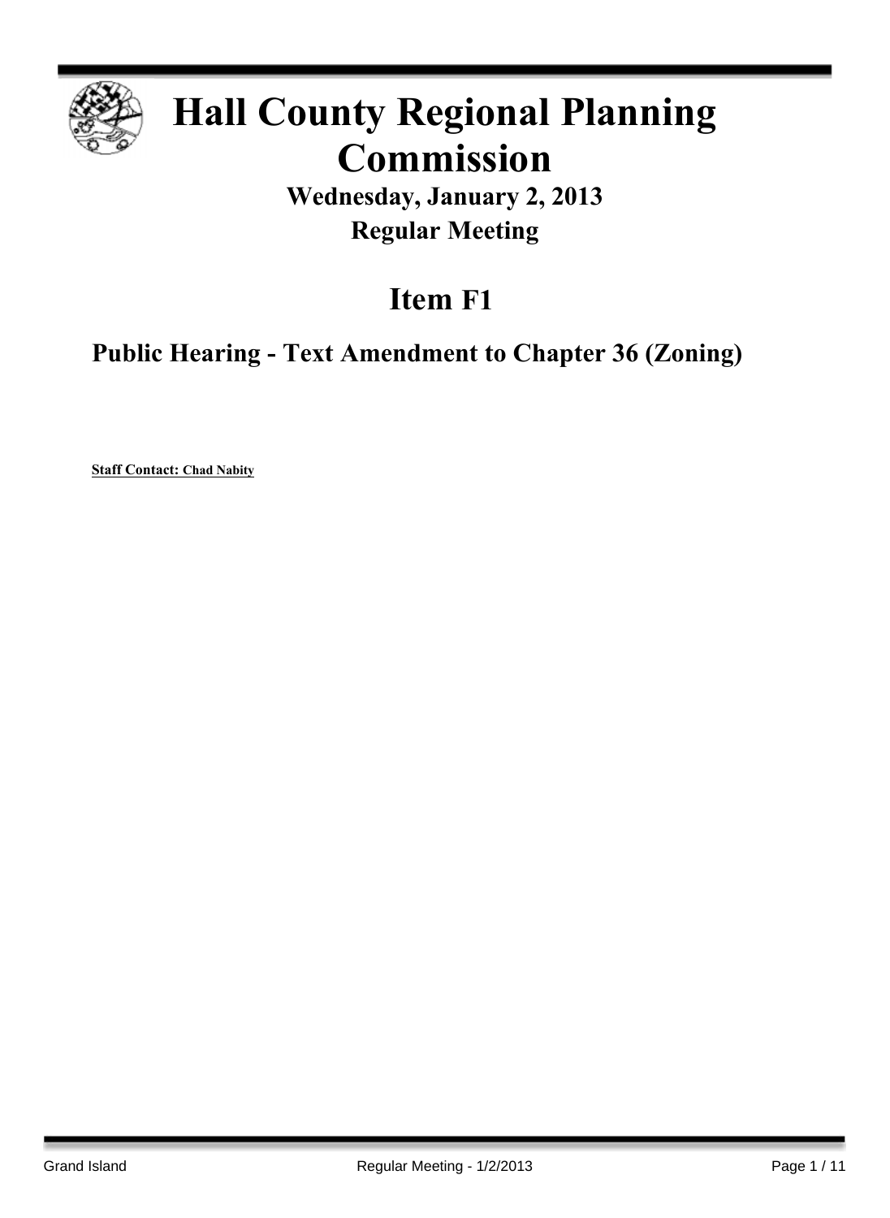# Hall County Regional Planning Commission

**Wednesday, January 2, 2013**

**Regular Meeting**

## Item F1

### Public Hearing - Text Amendment to Chapter 36 (Zoning)

**Staff Contact: Chad Nabity**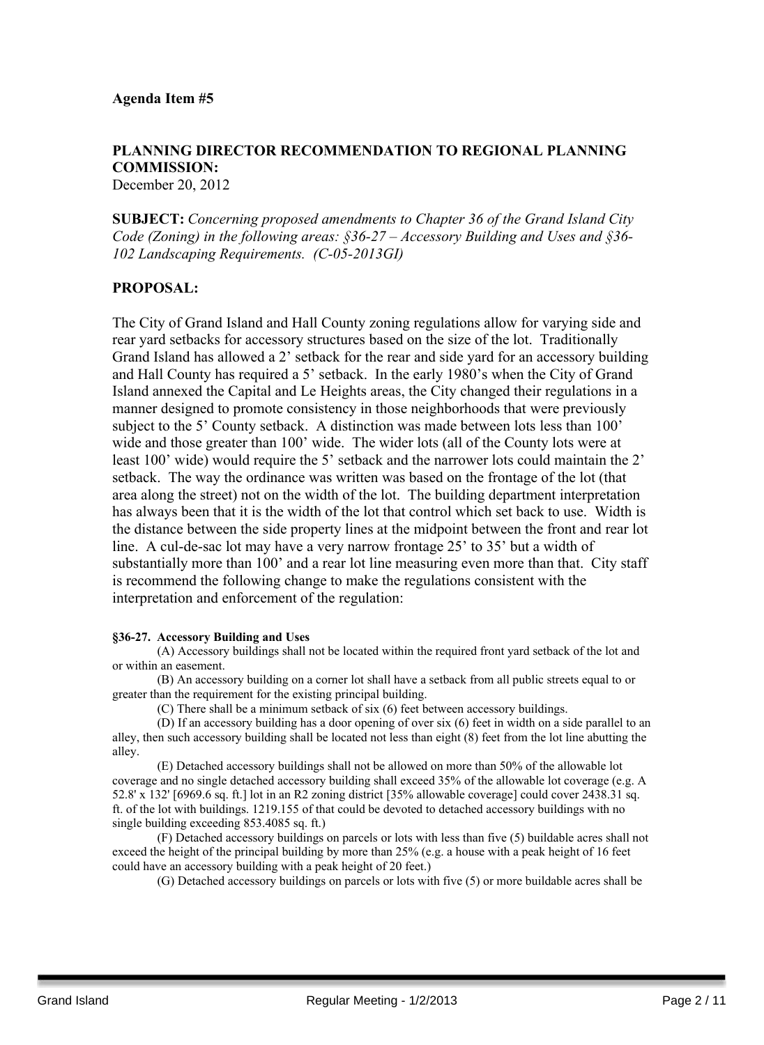**Agenda Item #5**

**PLANNING DIRECTOR RECOMMENDATION TO REGIONAL PLANNING COMMISSION:**
December 20, 2012

**SUBJECT:** *Concerning proposed amendments to Chapter 36 of the Grand Island City Code (Zoning) in the following areas: §36-27 – Accessory Building and Uses and §36-102 Landscaping Requirements. (C-05-2013GI)*

**PROPOSAL:**

The City of Grand Island and Hall County zoning regulations allow for varying side and rear yard setbacks for accessory structures based on the size of the lot. Traditionally Grand Island has allowed a 2' setback for the rear and side yard for an accessory building and Hall County has required a 5' setback. In the early 1980's when the City of Grand Island annexed the Capital and Le Heights areas, the City changed their regulations in a manner designed to promote consistency in those neighborhoods that were previously subject to the 5' County setback. A distinction was made between lots less than 100' wide and those greater than 100' wide. The wider lots (all of the County lots were at least 100' wide) would require the 5' setback and the narrower lots could maintain the 2' setback. The way the ordinance was written was based on the frontage of the lot (that area along the street) not on the width of the lot. The building department interpretation has always been that it is the width of the lot that control which set back to use. Width is the distance between the side property lines at the midpoint between the front and rear lot line. A cul-de-sac lot may have a very narrow frontage 25' to 35' but a width of substantially more than 100' and a rear lot line measuring even more than that. City staff is recommend the following change to make the regulations consistent with the interpretation and enforcement of the regulation:

**§36-27. Accessory Building and Uses**

(A) Accessory buildings shall not be located within the required front yard setback of the lot and or within an easement.

(B) An accessory building on a corner lot shall have a setback from all public streets equal to or greater than the requirement for the existing principal building.

(C) There shall be a minimum setback of six (6) feet between accessory buildings.

(D) If an accessory building has a door opening of over six (6) feet in width on a side parallel to an alley, then such accessory building shall be located not less than eight (8) feet from the lot line abutting the alley.

(E) Detached accessory buildings shall not be allowed on more than 50% of the allowable lot coverage and no single detached accessory building shall exceed 35% of the allowable lot coverage (e.g. A 52.8' x 132' [6969.6 sq. ft.] lot in an R2 zoning district [35% allowable coverage] could cover 2438.31 sq. ft. of the lot with buildings. 1219.155 of that could be devoted to detached accessory buildings with no single building exceeding 853.4085 sq. ft.)

(F) Detached accessory buildings on parcels or lots with less than five (5) buildable acres shall not exceed the height of the principal building by more than 25% (e.g. a house with a peak height of 16 feet could have an accessory building with a peak height of 20 feet.)

(G) Detached accessory buildings on parcels or lots with five (5) or more buildable acres shall be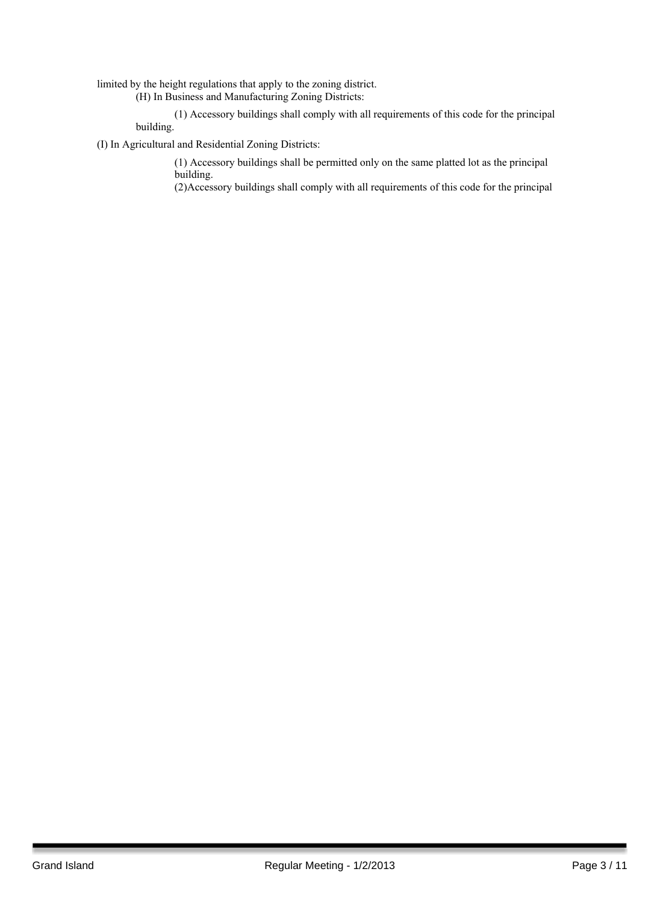limited by the height regulations that apply to the zoning district.

(H) In Business and Manufacturing Zoning Districts:

(1) Accessory buildings shall comply with all requirements of this code for the principal building.

(I) In Agricultural and Residential Zoning Districts:

(1) Accessory buildings shall be permitted only on the same platted lot as the principal building.

(2)Accessory buildings shall comply with all requirements of this code for the principal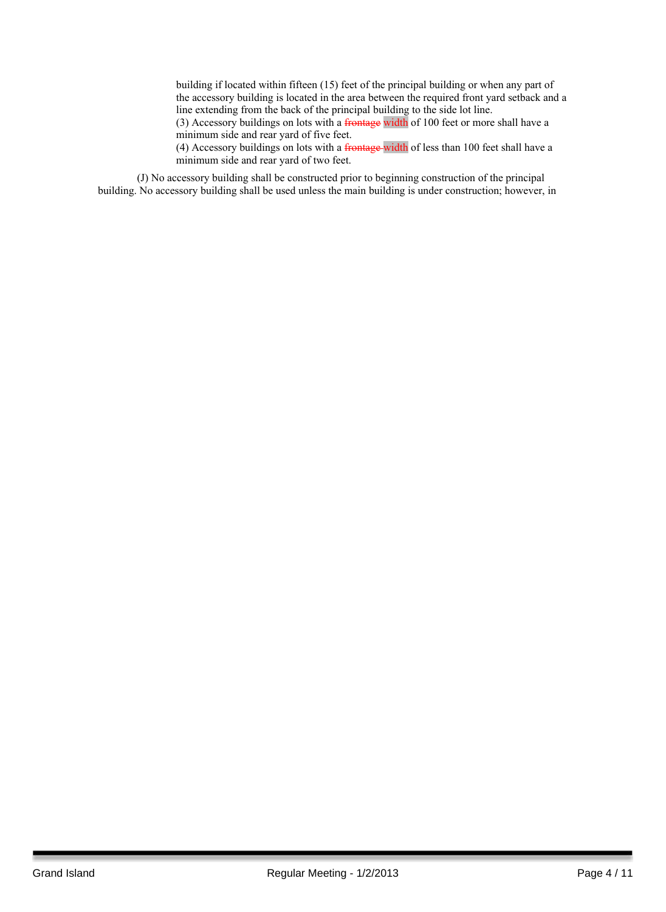building if located within fifteen (15) feet of the principal building or when any part of the accessory building is located in the area between the required front yard setback and a line extending from the back of the principal building to the side lot line.

(3) Accessory buildings on lots with a ~~frontage~~ width of 100 feet or more shall have a minimum side and rear yard of five feet.

(4) Accessory buildings on lots with a ~~frontage~~ width of less than 100 feet shall have a minimum side and rear yard of two feet.

(J) No accessory building shall be constructed prior to beginning construction of the principal building. No accessory building shall be used unless the main building is under construction; however, in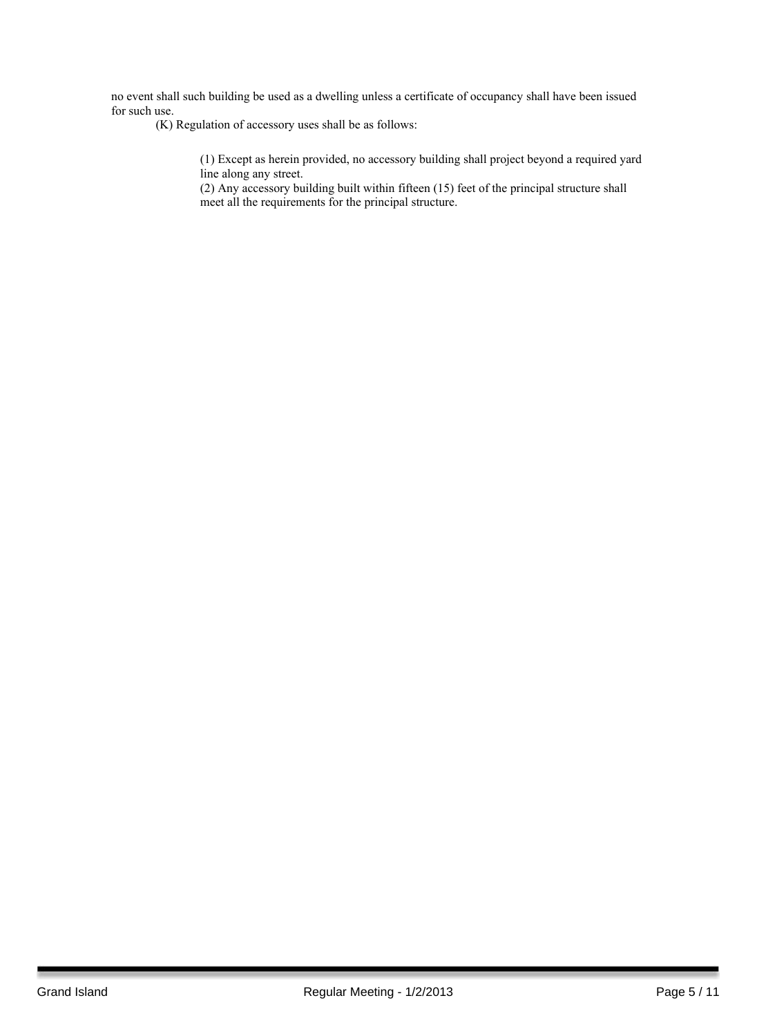no event shall such building be used as a dwelling unless a certificate of occupancy shall have been issued for such use.

(K) Regulation of accessory uses shall be as follows:

(1) Except as herein provided, no accessory building shall project beyond a required yard line along any street.

(2) Any accessory building built within fifteen (15) feet of the principal structure shall meet all the requirements for the principal structure.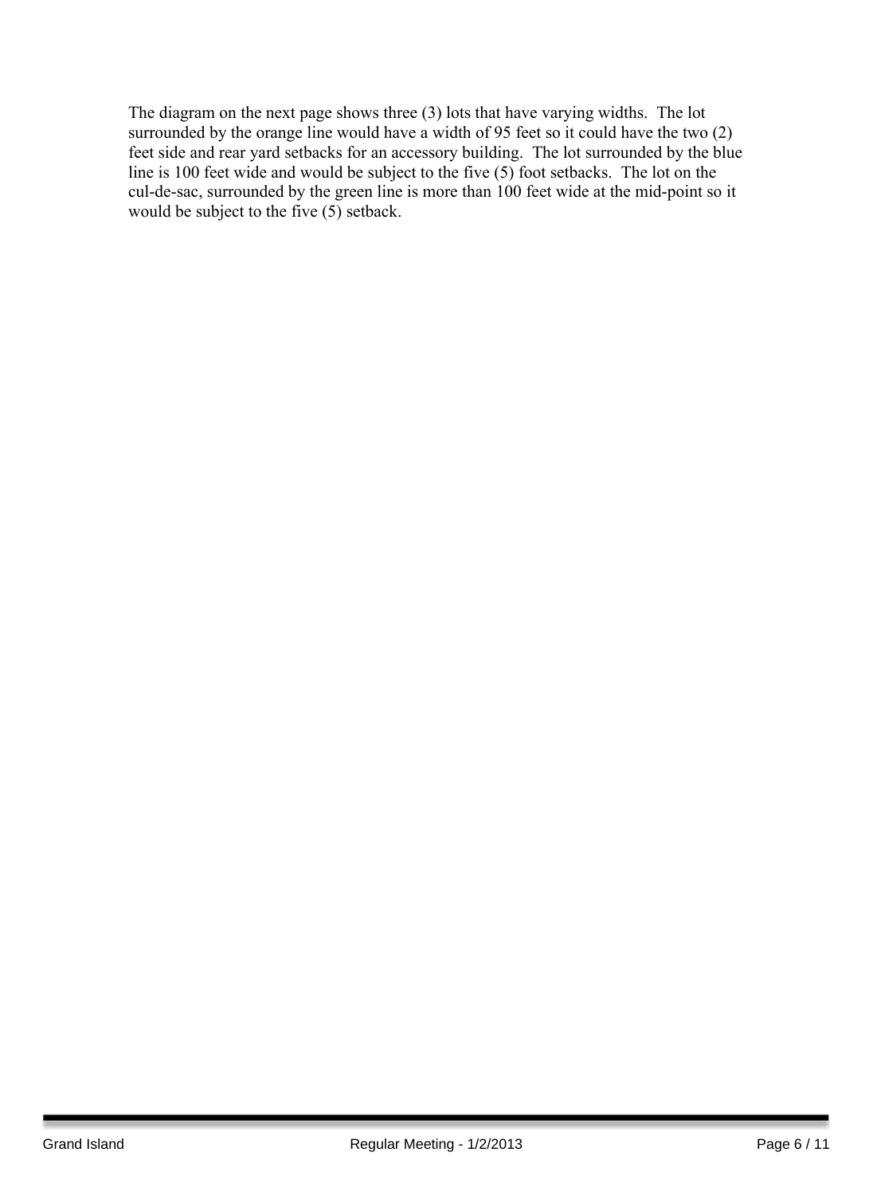The diagram on the next page shows three (3) lots that have varying widths. The lot surrounded by the orange line would have a width of 95 feet so it could have the two (2) feet side and rear yard setbacks for an accessory building. The lot surrounded by the blue line is 100 feet wide and would be subject to the five (5) foot setbacks. The lot on the cul-de-sac, surrounded by the green line is more than 100 feet wide at the mid-point so it would be subject to the five (5) setback.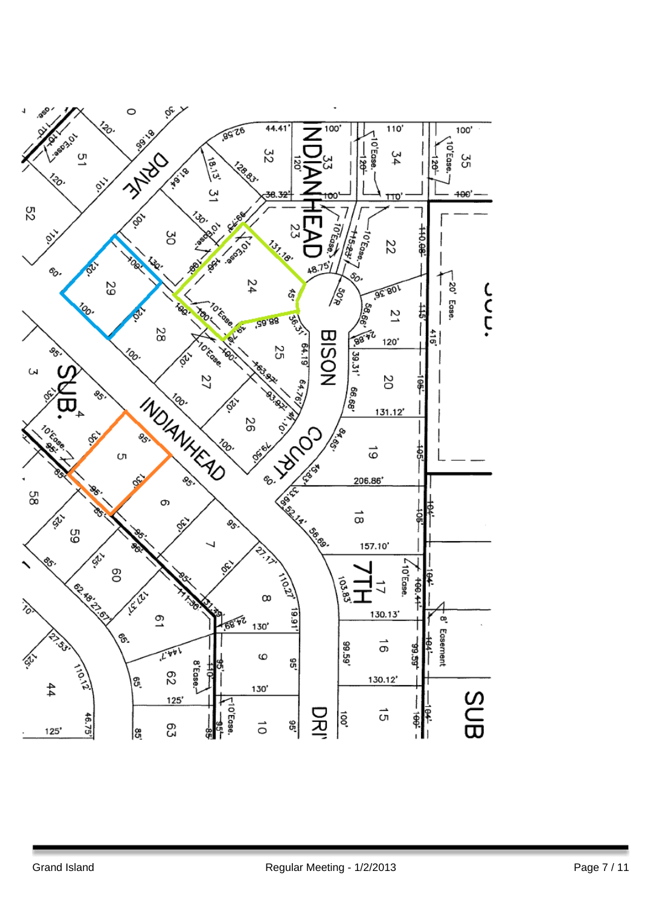INDIANHEAD DRIVE

BISON COURT

INDIANHEAD

7TH SUB.

SUB.

SUB.[4]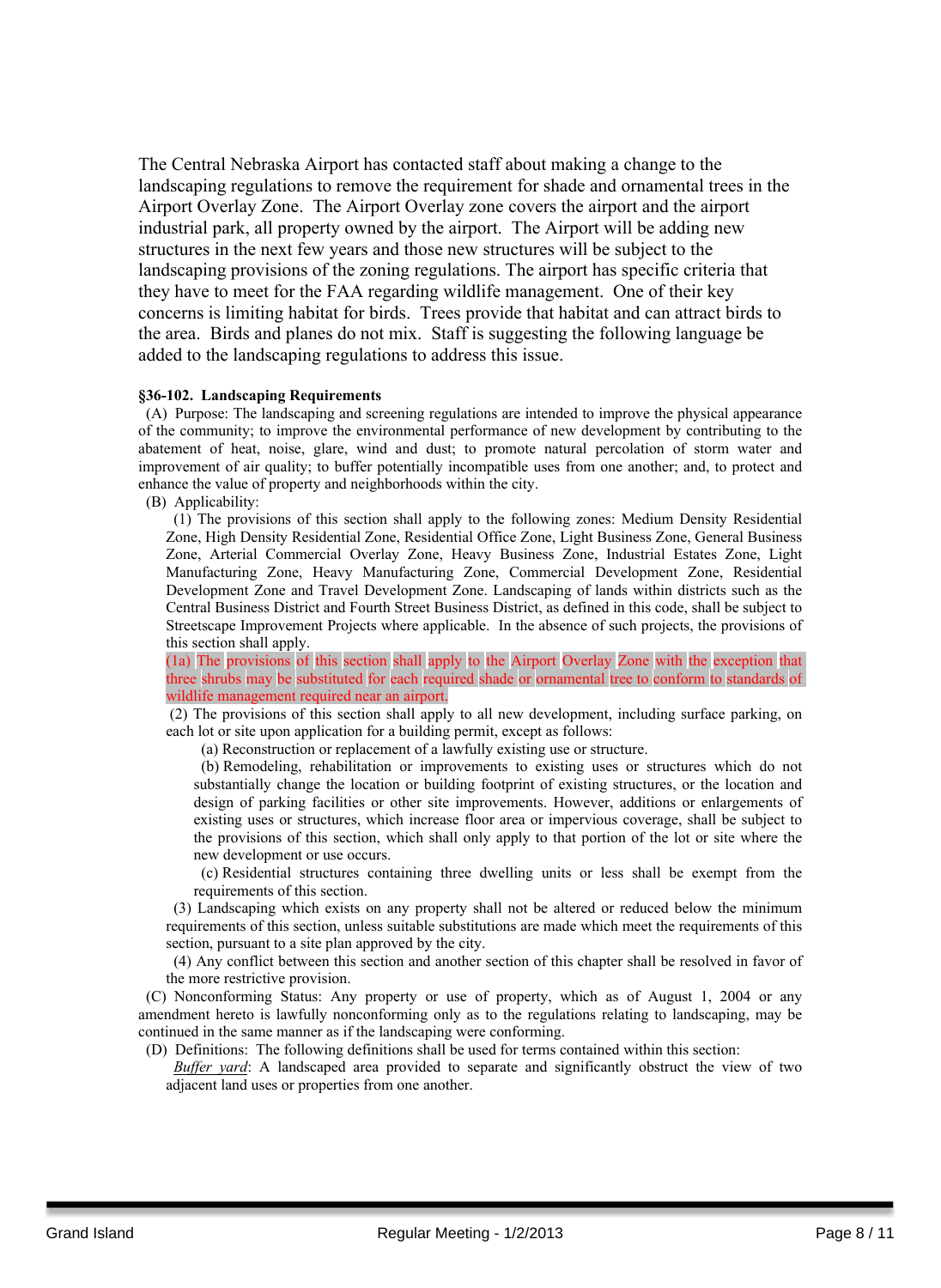The Central Nebraska Airport has contacted staff about making a change to the landscaping regulations to remove the requirement for shade and ornamental trees in the Airport Overlay Zone. The Airport Overlay zone covers the airport and the airport industrial park, all property owned by the airport. The Airport will be adding new structures in the next few years and those new structures will be subject to the landscaping provisions of the zoning regulations. The airport has specific criteria that they have to meet for the FAA regarding wildlife management. One of their key concerns is limiting habitat for birds. Trees provide that habitat and can attract birds to the area. Birds and planes do not mix. Staff is suggesting the following language be added to the landscaping regulations to address this issue.

**§36-102. Landscaping Requirements**

(A) Purpose: The landscaping and screening regulations are intended to improve the physical appearance of the community; to improve the environmental performance of new development by contributing to the abatement of heat, noise, glare, wind and dust; to promote natural percolation of storm water and improvement of air quality; to buffer potentially incompatible uses from one another; and, to protect and enhance the value of property and neighborhoods within the city.

(B) Applicability:

(1) The provisions of this section shall apply to the following zones: Medium Density Residential Zone, High Density Residential Zone, Residential Office Zone, Light Business Zone, General Business Zone, Arterial Commercial Overlay Zone, Heavy Business Zone, Industrial Estates Zone, Light Manufacturing Zone, Heavy Manufacturing Zone, Commercial Development Zone, Residential Development Zone and Travel Development Zone. Landscaping of lands within districts such as the Central Business District and Fourth Street Business District, as defined in this code, shall be subject to Streetscape Improvement Projects where applicable. In the absence of such projects, the provisions of this section shall apply.

(1a) The provisions of this section shall apply to the Airport Overlay Zone with the exception that three shrubs may be substituted for each required shade or ornamental tree to conform to standards of wildlife management required near an airport.

(2) The provisions of this section shall apply to all new development, including surface parking, on each lot or site upon application for a building permit, except as follows:

(a) Reconstruction or replacement of a lawfully existing use or structure.

(b) Remodeling, rehabilitation or improvements to existing uses or structures which do not substantially change the location or building footprint of existing structures, or the location and design of parking facilities or other site improvements. However, additions or enlargements of existing uses or structures, which increase floor area or impervious coverage, shall be subject to the provisions of this section, which shall only apply to that portion of the lot or site where the new development or use occurs.

(c) Residential structures containing three dwelling units or less shall be exempt from the requirements of this section.

(3) Landscaping which exists on any property shall not be altered or reduced below the minimum requirements of this section, unless suitable substitutions are made which meet the requirements of this section, pursuant to a site plan approved by the city.

(4) Any conflict between this section and another section of this chapter shall be resolved in favor of the more restrictive provision.

(C) Nonconforming Status: Any property or use of property, which as of August 1, 2004 or any amendment hereto is lawfully nonconforming only as to the regulations relating to landscaping, may be continued in the same manner as if the landscaping were conforming.

(D) Definitions: The following definitions shall be used for terms contained within this section:

*Buffer yard*: A landscaped area provided to separate and significantly obstruct the view of two adjacent land uses or properties from one another.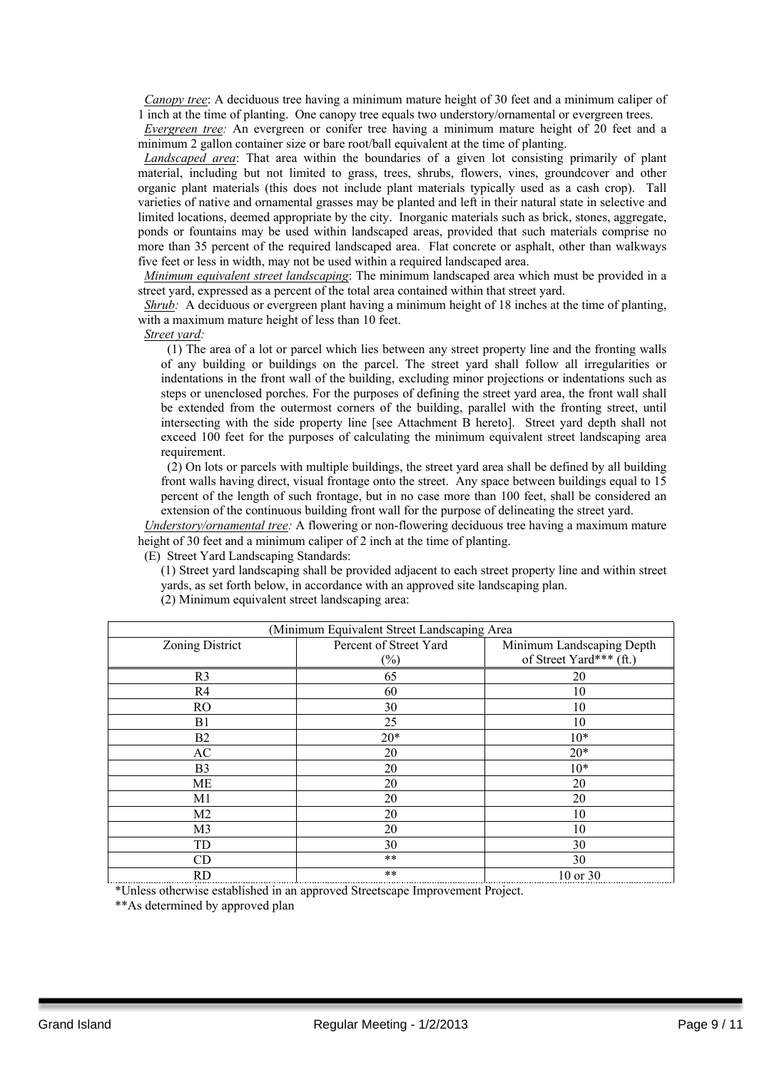*Canopy tree*: A deciduous tree having a minimum mature height of 30 feet and a minimum caliper of 1 inch at the time of planting. One canopy tree equals two understory/ornamental or evergreen trees.

*Evergreen tree:* An evergreen or conifer tree having a minimum mature height of 20 feet and a minimum 2 gallon container size or bare root/ball equivalent at the time of planting.

*Landscaped area*: That area within the boundaries of a given lot consisting primarily of plant material, including but not limited to grass, trees, shrubs, flowers, vines, groundcover and other organic plant materials (this does not include plant materials typically used as a cash crop). Tall varieties of native and ornamental grasses may be planted and left in their natural state in selective and limited locations, deemed appropriate by the city. Inorganic materials such as brick, stones, aggregate, ponds or fountains may be used within landscaped areas, provided that such materials comprise no more than 35 percent of the required landscaped area. Flat concrete or asphalt, other than walkways five feet or less in width, may not be used within a required landscaped area.

*Minimum equivalent street landscaping*: The minimum landscaped area which must be provided in a street yard, expressed as a percent of the total area contained within that street yard.

*Shrub:* A deciduous or evergreen plant having a minimum height of 18 inches at the time of planting, with a maximum mature height of less than 10 feet.

*Street yard:*

(1) The area of a lot or parcel which lies between any street property line and the fronting walls of any building or buildings on the parcel. The street yard shall follow all irregularities or indentations in the front wall of the building, excluding minor projections or indentations such as steps or unenclosed porches. For the purposes of defining the street yard area, the front wall shall be extended from the outermost corners of the building, parallel with the fronting street, until intersecting with the side property line [see Attachment B hereto]. Street yard depth shall not exceed 100 feet for the purposes of calculating the minimum equivalent street landscaping area requirement.

(2) On lots or parcels with multiple buildings, the street yard area shall be defined by all building front walls having direct, visual frontage onto the street. Any space between buildings equal to 15 percent of the length of such frontage, but in no case more than 100 feet, shall be considered an extension of the continuous building front wall for the purpose of delineating the street yard.

*Understory/ornamental tree:* A flowering or non-flowering deciduous tree having a maximum mature height of 30 feet and a minimum caliper of 2 inch at the time of planting.

(E) Street Yard Landscaping Standards:

(1) Street yard landscaping shall be provided adjacent to each street property line and within street yards, as set forth below, in accordance with an approved site landscaping plan.

(2) Minimum equivalent street landscaping area:

| (Minimum Equivalent Street Landscaping Area | | |
|---|---|---|
| Zoning District | Percent of Street Yard (%) | Minimum Landscaping Depth of Street Yard*** (ft.) |
| R3 | 65 | 20 |
| R4 | 60 | 10 |
| RO | 30 | 10 |
| B1 | 25 | 10 |
| B2 | 20* | 10* |
| AC | 20 | 20* |
| B3 | 20 | 10* |
| ME | 20 | 20 |
| M1 | 20 | 20 |
| M2 | 20 | 10 |
| M3 | 20 | 10 |
| TD | 30 | 30 |
| CD | ** | 30 |
| RD | ** | 10 or 30 |

*Unless otherwise established in an approved Streetscape Improvement Project.

**As determined by approved plan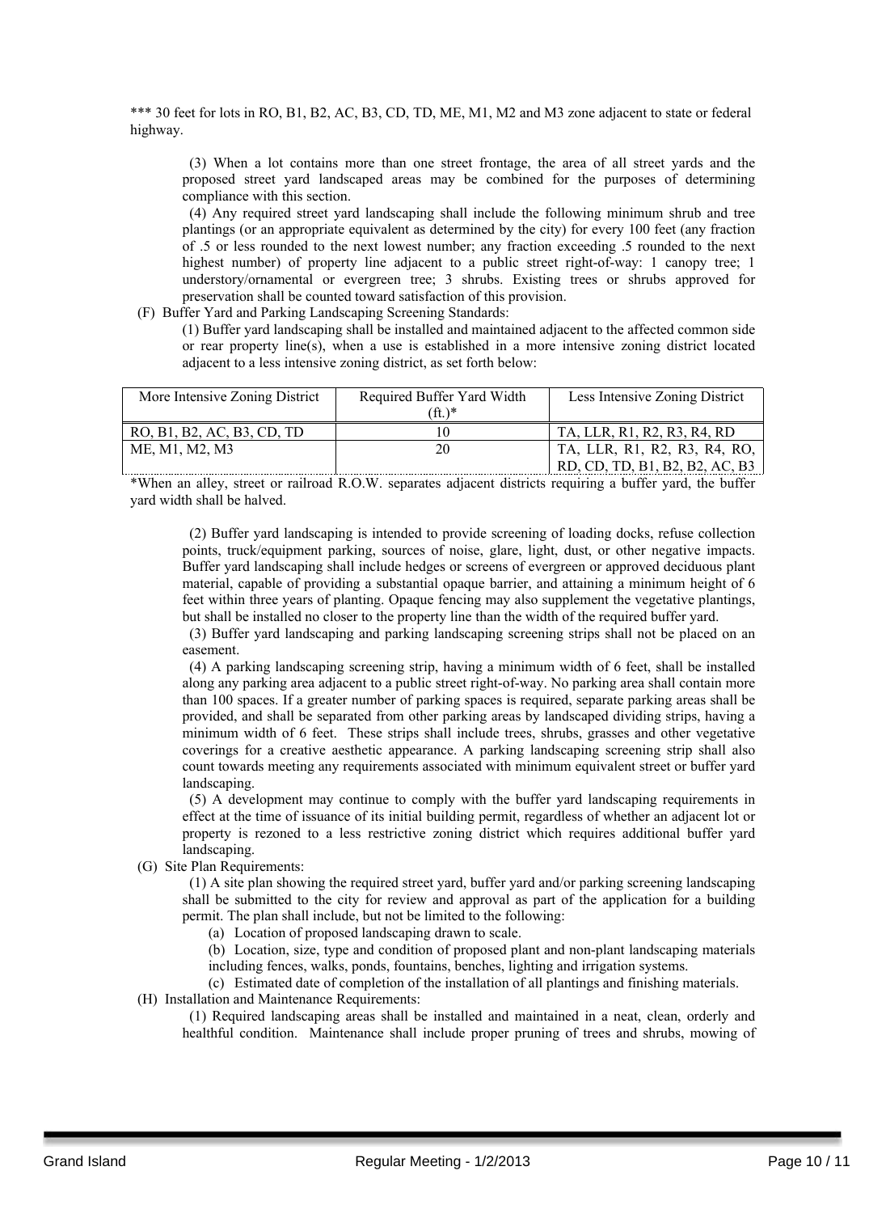*** 30 feet for lots in RO, B1, B2, AC, B3, CD, TD, ME, M1, M2 and M3 zone adjacent to state or federal highway.

(3) When a lot contains more than one street frontage, the area of all street yards and the proposed street yard landscaped areas may be combined for the purposes of determining compliance with this section.

(4) Any required street yard landscaping shall include the following minimum shrub and tree plantings (or an appropriate equivalent as determined by the city) for every 100 feet (any fraction of .5 or less rounded to the next lowest number; any fraction exceeding .5 rounded to the next highest number) of property line adjacent to a public street right-of-way: 1 canopy tree; 1 understory/ornamental or evergreen tree; 3 shrubs. Existing trees or shrubs approved for preservation shall be counted toward satisfaction of this provision.

(F) Buffer Yard and Parking Landscaping Screening Standards:

(1) Buffer yard landscaping shall be installed and maintained adjacent to the affected common side or rear property line(s), when a use is established in a more intensive zoning district located adjacent to a less intensive zoning district, as set forth below:

| More Intensive Zoning District | Required Buffer Yard Width (ft.)* | Less Intensive Zoning District |
|---|---|---|
| RO, B1, B2, AC, B3, CD, TD | 10 | TA, LLR, R1, R2, R3, R4, RD |
| ME, M1, M2, M3 | 20 | TA, LLR, R1, R2, R3, R4, RO, RD, CD, TD, B1, B2, AC, B3 |

*When an alley, street or railroad R.O.W. separates adjacent districts requiring a buffer yard, the buffer yard width shall be halved.

(2) Buffer yard landscaping is intended to provide screening of loading docks, refuse collection points, truck/equipment parking, sources of noise, glare, light, dust, or other negative impacts. Buffer yard landscaping shall include hedges or screens of evergreen or approved deciduous plant material, capable of providing a substantial opaque barrier, and attaining a minimum height of 6 feet within three years of planting. Opaque fencing may also supplement the vegetative plantings, but shall be installed no closer to the property line than the width of the required buffer yard.

(3) Buffer yard landscaping and parking landscaping screening strips shall not be placed on an easement.

(4) A parking landscaping screening strip, having a minimum width of 6 feet, shall be installed along any parking area adjacent to a public street right-of-way. No parking area shall contain more than 100 spaces. If a greater number of parking spaces is required, separate parking areas shall be provided, and shall be separated from other parking areas by landscaped dividing strips, having a minimum width of 6 feet. These strips shall include trees, shrubs, grasses and other vegetative coverings for a creative aesthetic appearance. A parking landscaping screening strip shall also count towards meeting any requirements associated with minimum equivalent street or buffer yard landscaping.

(5) A development may continue to comply with the buffer yard landscaping requirements in effect at the time of issuance of its initial building permit, regardless of whether an adjacent lot or property is rezoned to a less restrictive zoning district which requires additional buffer yard landscaping.

(G) Site Plan Requirements:

(1) A site plan showing the required street yard, buffer yard and/or parking screening landscaping shall be submitted to the city for review and approval as part of the application for a building permit. The plan shall include, but not be limited to the following:

(a) Location of proposed landscaping drawn to scale.

(b) Location, size, type and condition of proposed plant and non-plant landscaping materials including fences, walks, ponds, fountains, benches, lighting and irrigation systems.

(c) Estimated date of completion of the installation of all plantings and finishing materials.

(H) Installation and Maintenance Requirements:

(1) Required landscaping areas shall be installed and maintained in a neat, clean, orderly and healthful condition. Maintenance shall include proper pruning of trees and shrubs, mowing of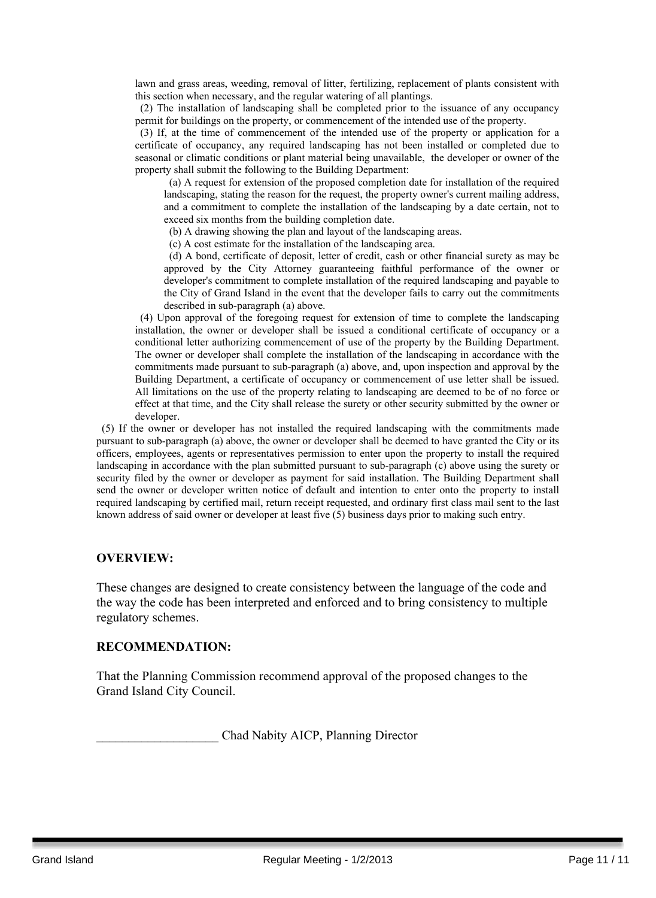lawn and grass areas, weeding, removal of litter, fertilizing, replacement of plants consistent with this section when necessary, and the regular watering of all plantings.

(2) The installation of landscaping shall be completed prior to the issuance of any occupancy permit for buildings on the property, or commencement of the intended use of the property.

(3) If, at the time of commencement of the intended use of the property or application for a certificate of occupancy, any required landscaping has not been installed or completed due to seasonal or climatic conditions or plant material being unavailable, the developer or owner of the property shall submit the following to the Building Department:

(a) A request for extension of the proposed completion date for installation of the required landscaping, stating the reason for the request, the property owner's current mailing address, and a commitment to complete the installation of the landscaping by a date certain, not to exceed six months from the building completion date.

(b) A drawing showing the plan and layout of the landscaping areas.

(c) A cost estimate for the installation of the landscaping area.

(d) A bond, certificate of deposit, letter of credit, cash or other financial surety as may be approved by the City Attorney guaranteeing faithful performance of the owner or developer's commitment to complete installation of the required landscaping and payable to the City of Grand Island in the event that the developer fails to carry out the commitments described in sub-paragraph (a) above.

(4) Upon approval of the foregoing request for extension of time to complete the landscaping installation, the owner or developer shall be issued a conditional certificate of occupancy or a conditional letter authorizing commencement of use of the property by the Building Department. The owner or developer shall complete the installation of the landscaping in accordance with the commitments made pursuant to sub-paragraph (a) above, and, upon inspection and approval by the Building Department, a certificate of occupancy or commencement of use letter shall be issued. All limitations on the use of the property relating to landscaping are deemed to be of no force or effect at that time, and the City shall release the surety or other security submitted by the owner or developer.

(5) If the owner or developer has not installed the required landscaping with the commitments made pursuant to sub-paragraph (a) above, the owner or developer shall be deemed to have granted the City or its officers, employees, agents or representatives permission to enter upon the property to install the required landscaping in accordance with the plan submitted pursuant to sub-paragraph (c) above using the surety or security filed by the owner or developer as payment for said installation. The Building Department shall send the owner or developer written notice of default and intention to enter onto the property to install required landscaping by certified mail, return receipt requested, and ordinary first class mail sent to the last known address of said owner or developer at least five (5) business days prior to making such entry.

**OVERVIEW:**

These changes are designed to create consistency between the language of the code and the way the code has been interpreted and enforced and to bring consistency to multiple regulatory schemes.

**RECOMMENDATION:**

That the Planning Commission recommend approval of the proposed changes to the Grand Island City Council.

___________________ Chad Nabity AICP, Planning Director